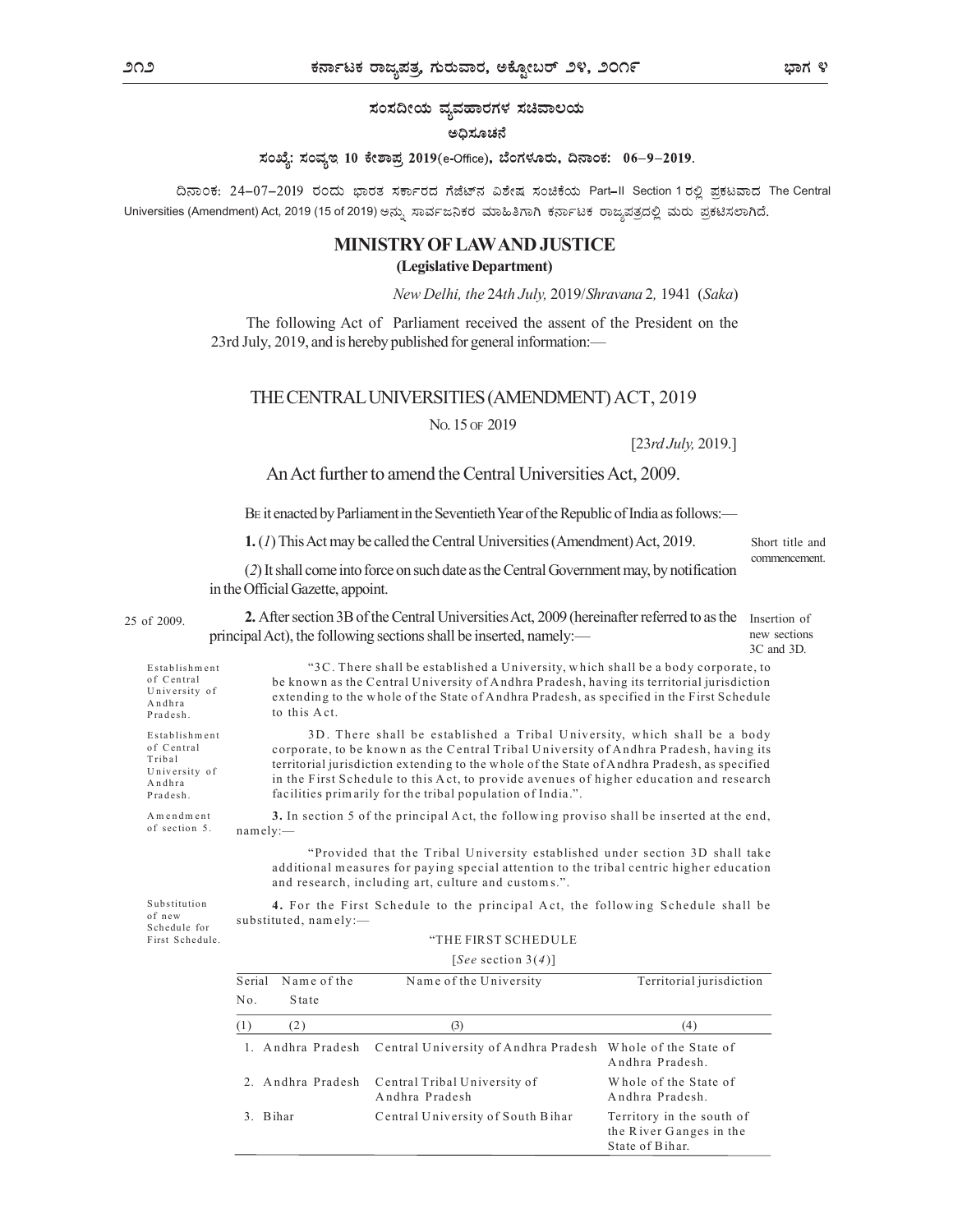ಸಂಸದೀಯ ವ್ಯವಹಾರಗಳ ಸಚಿವಾಲಯ

ಅಧಿಸೂಚನೆ

**ಸಂಖ್ಯೆ: ಸಂವ್ಯಇ 10 ಕೇಶಾಪ್ರ 2019(e-Office), ಬೆಂಗಳೂರು, ದಿನಾಂಕ: 06–9–2019.**

ದಿನಾಂಕ: 24–07–2019 ರಂದು ಭಾರತ ಸರ್ಕಾರದ ಗೆಜೆಟ್‌ನ ವಿಶೇಷ ಸಂಚಿಕೆಯ Part–II Section 1 ರಲ್ಲಿ ಪ್ರಕಟವಾದ The Central Universities (Amendment) Act, 2019 (15 of 2019) ಅನ್ನು ಸಾರ್ವಜನಿಕರ ಮಾಹಿತಿಗಾಗಿ ಕರ್ನಾಟಕ ರಾಜ್ಯಪತ್ರದಲ್ಲಿ ಮರು ಪ್ರಕಟಿಸಲಾಗಿದೆ.

## MINISTRY OF LAW AND JUSTICE

**(Legislative Department)**

*New Delhi, the* 24*th July,* 2019/*Shravana* 2, 1941 (*Saka*)

The following Act of Parliament received the assent of the President on the 23rd July, 2019, and is hereby published for general information:—

## THE CENTRAL UNIVERSITIES (AMENDMENT) ACT, 2019

No. 15 of 2019

[23*rd July,* 2019.]

An Act further to amend the Central Universities Act, 2009.

Be it enacted by Parliament in the Seventieth Year of the Republic of India as follows:—

Short title and commencement.

**1.** (*1*) This Act may be called the Central Universities (Amendment) Act, 2019.

(*2*) It shall come into force on such date as the Central Government may, by notification in the Official Gazette, appoint.

25 of 2009.

Insertion of new sections 3C and 3D.

**2.** After section 3B of the Central Universities Act, 2009 (hereinafter referred to as the principal Act), the following sections shall be inserted, namely:—

Establishment of Central University of Andhra Pradesh.

"3C. There shall be established a University, which shall be a body corporate, to be known as the Central University of Andhra Pradesh, having its territorial jurisdiction extending to the whole of the State of Andhra Pradesh, as specified in the First Schedule to this Act.

Establishment of Central Tribal University of Andhra Pradesh.

3D. There shall be established a Tribal University, which shall be a body corporate, to be known as the Central Tribal University of Andhra Pradesh, having its territorial jurisdiction extending to the whole of the State of Andhra Pradesh, as specified in the First Schedule to this Act, to provide avenues of higher education and research facilities primarily for the tribal population of India.".

Amendment of section 5.

**3.** In section 5 of the principal Act, the following proviso shall be inserted at the end, namely:—

"Provided that the Tribal University established under section 3D shall take additional measures for paying special attention to the tribal centric higher education and research, including art, culture and customs.".

Substitution of new Schedule for First Schedule.

**4.** For the First Schedule to the principal Act, the following Schedule shall be substituted, namely:—

"THE FIRST SCHEDULE

[*See* section 3(*4*)]

| Serial No. | Name of the State | Name of the University | Territorial jurisdiction |
|---|---|---|---|
| (1) | (2) | (3) | (4) |
| 1. | Andhra Pradesh | Central University of Andhra Pradesh | Whole of the State of Andhra Pradesh. |
| 2. | Andhra Pradesh | Central Tribal University of Andhra Pradesh | Whole of the State of Andhra Pradesh. |
| 3. | Bihar | Central University of South Bihar | Territory in the south of the River Ganges in the State of Bihar. |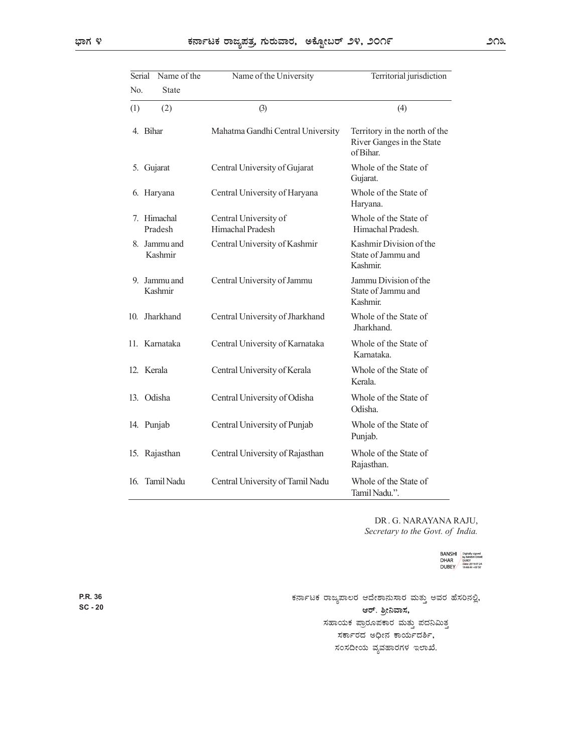| Serial No. | Name of the State | Name of the University | Territorial jurisdiction |
|---|---|---|---|
| (1) | (2) | (3) | (4) |
| 4. | Bihar | Mahatma Gandhi Central University | Territory in the north of the River Ganges in the State of Bihar. |
| 5. | Gujarat | Central University of Gujarat | Whole of the State of Gujarat. |
| 6. | Haryana | Central University of Haryana | Whole of the State of Haryana. |
| 7. | Himachal Pradesh | Central University of Himachal Pradesh | Whole of the State of Himachal Pradesh. |
| 8. | Jammu and Kashmir | Central University of Kashmir | Kashmir Division of the State of Jammu and Kashmir. |
| 9. | Jammu and Kashmir | Central University of Jammu | Jammu Division of the State of Jammu and Kashmir. |
| 10. | Jharkhand | Central University of Jharkhand | Whole of the State of Jharkhand. |
| 11. | Karnataka | Central University of Karnataka | Whole of the State of Karnataka. |
| 12. | Kerala | Central University of Kerala | Whole of the State of Kerala. |
| 13. | Odisha | Central University of Odisha | Whole of the State of Odisha. |
| 14. | Punjab | Central University of Punjab | Whole of the State of Punjab. |
| 15. | Rajasthan | Central University of Rajasthan | Whole of the State of Rajasthan. |
| 16. | Tamil Nadu | Central University of Tamil Nadu | Whole of the State of Tamil Nadu.". |

DR. G. NARAYANA RAJU,
*Secretary to the Govt. of India.*

BANSHI DHAR DUBEY Digitally signed by BANSHI DHAR DUBEY Date: 2019.07.24 19:48:44 +05'30'

P.R. 36
SC - 20

ಕರ್ನಾಟಕ ರಾಜ್ಯಪಾಲರ ಆದೇಶಾನುಸಾರ ಮತ್ತು ಅವರ ಹೆಸರಿನಲ್ಲಿ,
**ಆರ್. ಶ್ರೀನಿವಾಸ,**
ಸಹಾಯಕ ಪ್ರಾರೂಪಕಾರ ಮತ್ತು ಪದನಿಮಿತ್ತ
ಸರ್ಕಾರದ ಅಧೀನ ಕಾರ್ಯದರ್ಶಿ,
ಸಂಸದೀಯ ವ್ಯವಹಾರಗಳ ಇಲಾಖೆ.